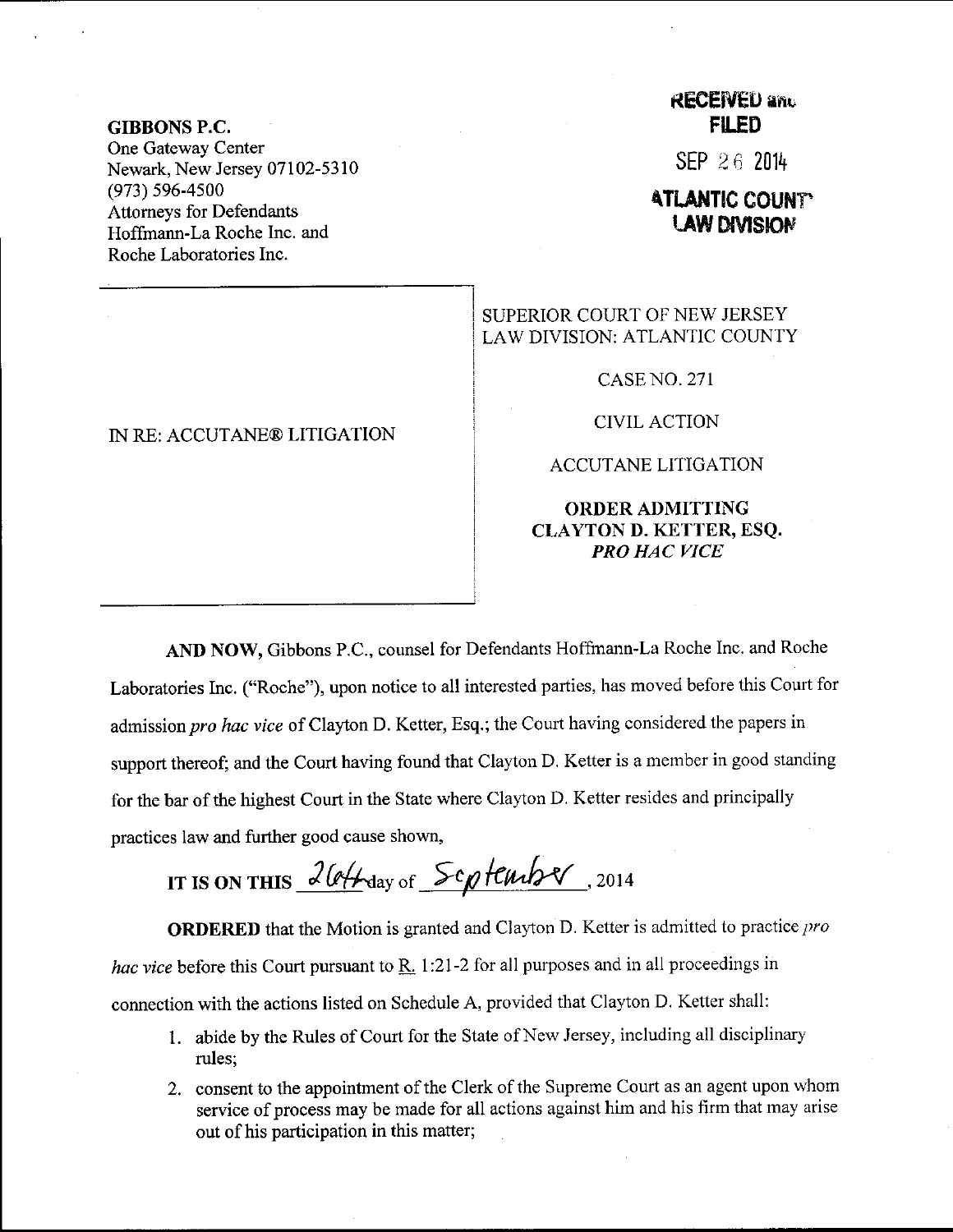**GIBBONS P.C.**
One Gateway Center
Newark, New Jersey 07102-5310
(973) 596-4500
Attorneys for Defendants
Hoffmann-La Roche Inc. and
Roche Laboratories Inc.

**RECEIVED and FILED**

SEP 26 2014

**ATLANTIC COUNTY LAW DIVISION**

IN RE: ACCUTANE® LITIGATION

SUPERIOR COURT OF NEW JERSEY
LAW DIVISION: ATLANTIC COUNTY

CASE NO. 271

CIVIL ACTION

ACCUTANE LITIGATION

**ORDER ADMITTING CLAYTON D. KETTER, ESQ. *PRO HAC VICE***

**AND NOW,** Gibbons P.C., counsel for Defendants Hoffmann-La Roche Inc. and Roche Laboratories Inc. ("Roche"), upon notice to all interested parties, has moved before this Court for admission *pro hac vice* of Clayton D. Ketter, Esq.; the Court having considered the papers in support thereof; and the Court having found that Clayton D. Ketter is a member in good standing for the bar of the highest Court in the State where Clayton D. Ketter resides and principally practices law and further good cause shown,

**IT IS ON THIS** 26th day of September, 2014

**ORDERED** that the Motion is granted and Clayton D. Ketter is admitted to practice *pro hac vice* before this Court pursuant to R. 1:21-2 for all purposes and in all proceedings in connection with the actions listed on Schedule A, provided that Clayton D. Ketter shall:

1. abide by the Rules of Court for the State of New Jersey, including all disciplinary rules;
2. consent to the appointment of the Clerk of the Supreme Court as an agent upon whom service of process may be made for all actions against him and his firm that may arise out of his participation in this matter;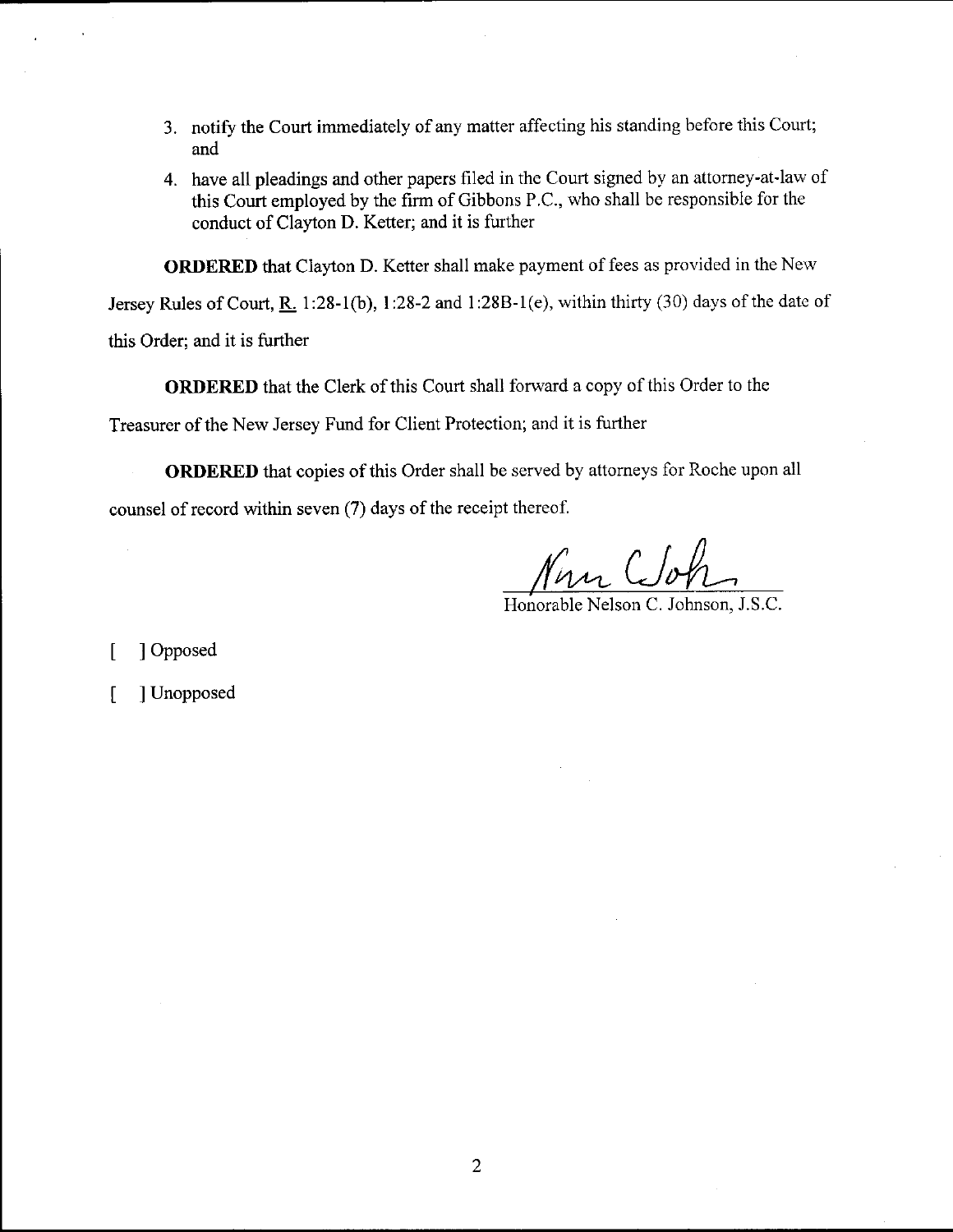3. notify the Court immediately of any matter affecting his standing before this Court; and

4. have all pleadings and other papers filed in the Court signed by an attorney-at-law of this Court employed by the firm of Gibbons P.C., who shall be responsible for the conduct of Clayton D. Ketter; and it is further

**ORDERED** that Clayton D. Ketter shall make payment of fees as provided in the New Jersey Rules of Court, R. 1:28-1(b), 1:28-2 and 1:28B-1(e), within thirty (30) days of the date of this Order; and it is further

**ORDERED** that the Clerk of this Court shall forward a copy of this Order to the Treasurer of the New Jersey Fund for Client Protection; and it is further

**ORDERED** that copies of this Order shall be served by attorneys for Roche upon all counsel of record within seven (7) days of the receipt thereof.

Nan C Joh

Honorable Nelson C. Johnson, J.S.C.

[ ] Opposed

[ ] Unopposed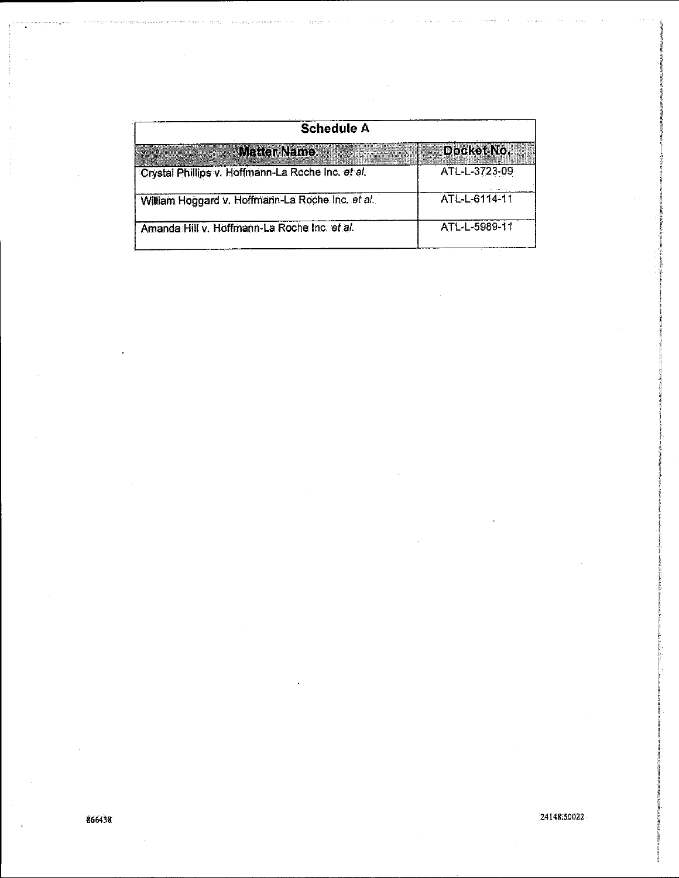| Schedule A | |
|---|---|
| **Matter Name** | **Docket No.** |
| Crystal Phillips v. Hoffmann-La Roche Inc. *et al.* | ATL-L-3723-09 |
| William Hoggard v. Hoffmann-La Roche Inc. *et al.* | ATL-L-6114-11 |
| Amanda Hill v. Hoffmann-La Roche Inc. *et al.* | ATL-L-5989-11 |

866438

24148.50022